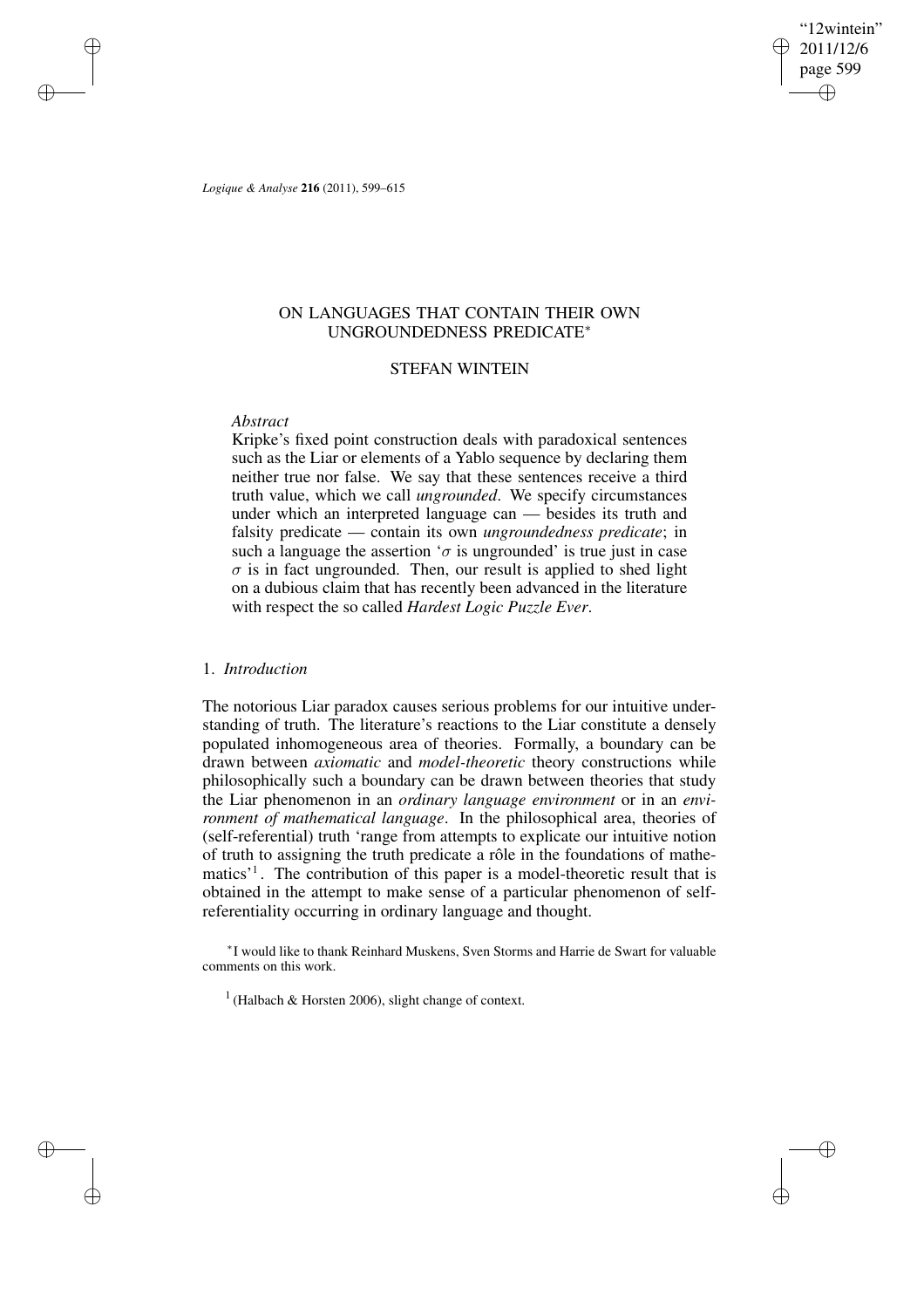# ON LANGUAGES THAT CONTAIN THEIR OWN UNGROUNDEDNESS PREDICATE*

STEFAN WINTEIN

*Abstract*

Kripke's fixed point construction deals with paradoxical sentences such as the Liar or elements of a Yablo sequence by declaring them neither true nor false. We say that these sentences receive a third truth value, which we call *ungrounded*. We specify circumstances under which an interpreted language can — besides its truth and falsity predicate — contain its own *ungroundedness predicate*; in such a language the assertion '$\sigma$ is ungrounded' is true just in case $\sigma$ is in fact ungrounded. Then, our result is applied to shed light on a dubious claim that has recently been advanced in the literature with respect the so called *Hardest Logic Puzzle Ever*.

## 1. *Introduction*

The notorious Liar paradox causes serious problems for our intuitive understanding of truth. The literature's reactions to the Liar constitute a densely populated inhomogeneous area of theories. Formally, a boundary can be drawn between *axiomatic* and *model-theoretic* theory constructions while philosophically such a boundary can be drawn between theories that study the Liar phenomenon in an *ordinary language environment* or in an *environment of mathematical language*. In the philosophical area, theories of (self-referential) truth 'range from attempts to explicate our intuitive notion of truth to assigning the truth predicate a rôle in the foundations of mathematics'[1]. The contribution of this paper is a model-theoretic result that is obtained in the attempt to make sense of a particular phenomenon of self-referentiality occurring in ordinary language and thought.

*I would like to thank Reinhard Muskens, Sven Storms and Harrie de Swart for valuable comments on this work.

[1] (Halbach & Horsten 2006), slight change of context.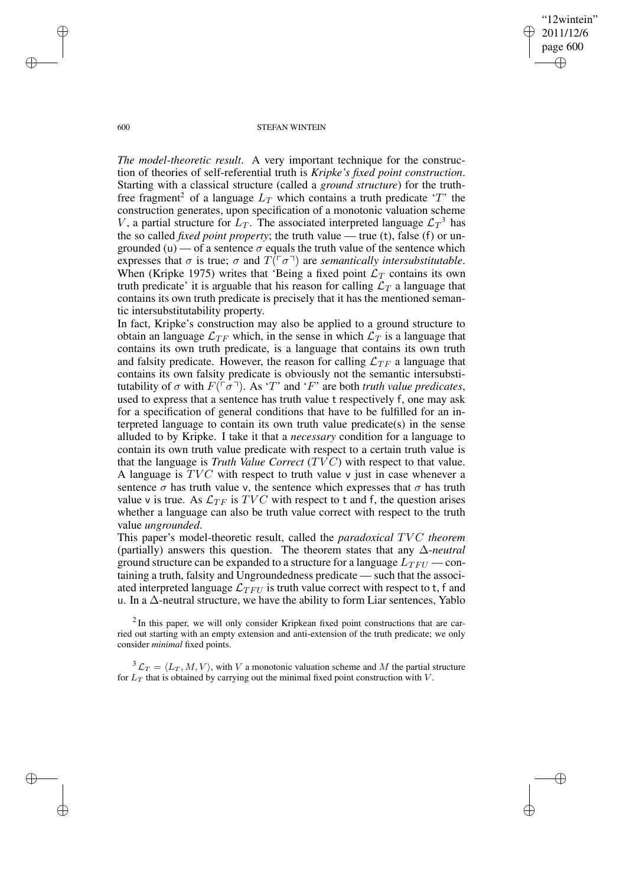*The model-theoretic result*. A very important technique for the construction of theories of self-referential truth is *Kripke's fixed point construction*. Starting with a classical structure (called a *ground structure*) for the truth-free fragment[2] of a language $L_T$ which contains a truth predicate '$T$' the construction generates, upon specification of a monotonic valuation scheme $V$, a partial structure for $L_T$. The associated interpreted language $\mathcal{L}_T$[3] has the so called *fixed point property*; the truth value — true (t), false (f) or ungrounded (u) — of a sentence $\sigma$ equals the truth value of the sentence which expresses that $\sigma$ is true; $\sigma$ and $T(\ulcorner\sigma\urcorner)$ are *semantically intersubstitutable*. When (Kripke 1975) writes that 'Being a fixed point $\mathcal{L}_T$ contains its own truth predicate' it is arguable that his reason for calling $\mathcal{L}_T$ a language that contains its own truth predicate is precisely that it has the mentioned semantic intersubstitutability property.

In fact, Kripke's construction may also be applied to a ground structure to obtain an language $\mathcal{L}_{TF}$ which, in the sense in which $\mathcal{L}_T$ is a language that contains its own truth predicate, is a language that contains its own truth and falsity predicate. However, the reason for calling $\mathcal{L}_{TF}$ a language that contains its own falsity predicate is obviously not the semantic intersubstitutability of $\sigma$ with $F(\ulcorner\sigma\urcorner)$. As '$T$' and '$F$' are both *truth value predicates*, used to express that a sentence has truth value t respectively f, one may ask for a specification of general conditions that have to be fulfilled for an interpreted language to contain its own truth value predicate(s) in the sense alluded to by Kripke. I take it that a *necessary* condition for a language to contain its own truth value predicate with respect to a certain truth value is that the language is *Truth Value Correct* ($TVC$) with respect to that value. A language is $TVC$ with respect to truth value v just in case whenever a sentence $\sigma$ has truth value v, the sentence which expresses that $\sigma$ has truth value v is true. As $\mathcal{L}_{TF}$ is $TVC$ with respect to t and f, the question arises whether a language can also be truth value correct with respect to the truth value *ungrounded*.

This paper's model-theoretic result, called the *paradoxical* $TVC$ *theorem* (partially) answers this question. The theorem states that any $\Delta$-*neutral* ground structure can be expanded to a structure for a language $L_{TFU}$ — containing a truth, falsity and Ungroundedness predicate — such that the associated interpreted language $\mathcal{L}_{TFU}$ is truth value correct with respect to t, f and u. In a $\Delta$-neutral structure, we have the ability to form Liar sentences, Yablo

[2] In this paper, we will only consider Kripkean fixed point constructions that are carried out starting with an empty extension and anti-extension of the truth predicate; we only consider *minimal* fixed points.

[3] $\mathcal{L}_T = \langle L_T, M, V\rangle$, with $V$ a monotonic valuation scheme and $M$ the partial structure for $L_T$ that is obtained by carrying out the minimal fixed point construction with $V$.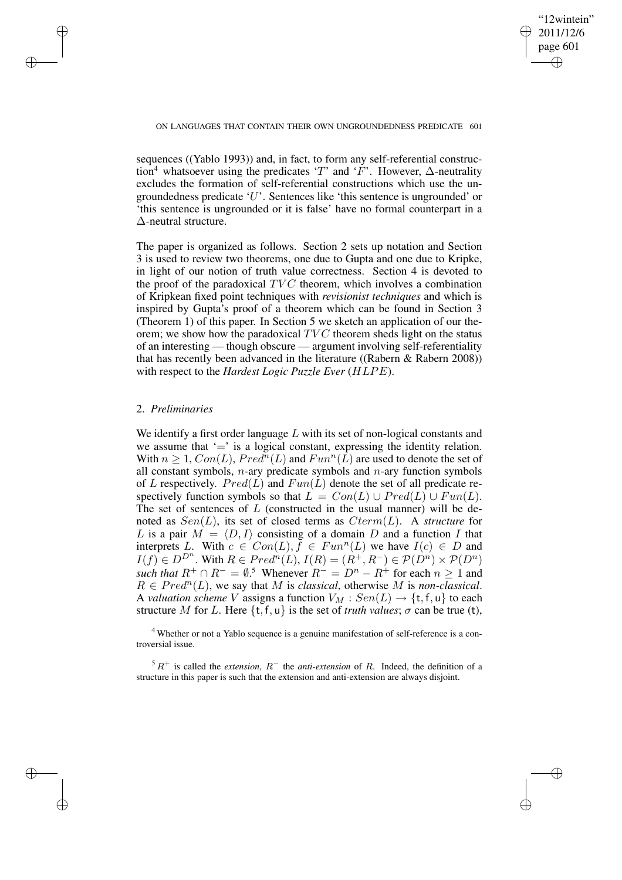sequences ((Yablo 1993)) and, in fact, to form any self-referential construction[4] whatsoever using the predicates '$T$' and '$F$'. However, $\Delta$-neutrality excludes the formation of self-referential constructions which use the ungroundedness predicate '$U$'. Sentences like 'this sentence is ungrounded' or 'this sentence is ungrounded or it is false' have no formal counterpart in a $\Delta$-neutral structure.

The paper is organized as follows. Section 2 sets up notation and Section 3 is used to review two theorems, one due to Gupta and one due to Kripke, in light of our notion of truth value correctness. Section 4 is devoted to the proof of the paradoxical $TVC$ theorem, which involves a combination of Kripkean fixed point techniques with *revisionist techniques* and which is inspired by Gupta's proof of a theorem which can be found in Section 3 (Theorem 1) of this paper. In Section 5 we sketch an application of our theorem; we show how the paradoxical $TVC$ theorem sheds light on the status of an interesting — though obscure — argument involving self-referentiality that has recently been advanced in the literature ((Rabern & Rabern 2008)) with respect to the *Hardest Logic Puzzle Ever* ($HLPE$).

## 2. *Preliminaries*

We identify a first order language $L$ with its set of non-logical constants and we assume that '$=$' is a logical constant, expressing the identity relation. With $n \geq 1$, $Con(L)$, $Pred^n(L)$ and $Fun^n(L)$ are used to denote the set of all constant symbols, $n$-ary predicate symbols and $n$-ary function symbols of $L$ respectively. $Pred(L)$ and $Fun(L)$ denote the set of all predicate respectively function symbols so that $L = Con(L) \cup Pred(L) \cup Fun(L)$. The set of sentences of $L$ (constructed in the usual manner) will be denoted as $Sen(L)$, its set of closed terms as $Cterm(L)$. A *structure* for $L$ is a pair $M = \langle D, I \rangle$ consisting of a domain $D$ and a function $I$ that interprets $L$. With $c \in Con(L), f \in Fun^n(L)$ we have $I(c) \in D$ and $I(f) \in D^{D^n}$. With $R \in Pred^n(L)$, $I(R) = (R^+, R^-) \in \mathcal{P}(D^n) \times \mathcal{P}(D^n)$ *such that* $R^+ \cap R^- = \emptyset$.[5] Whenever $R^- = D^n - R^+$ for each $n \geq 1$ and $R \in Pred^n(L)$, we say that $M$ is *classical*, otherwise $M$ is *non-classical*. A *valuation scheme* $V$ assigns a function $V_M : Sen(L) \rightarrow \{\mathsf{t}, \mathsf{f}, \mathsf{u}\}$ to each structure $M$ for $L$. Here $\{\mathsf{t}, \mathsf{f}, \mathsf{u}\}$ is the set of *truth values*; $\sigma$ can be true ($\mathsf{t}$),

[4] Whether or not a Yablo sequence is a genuine manifestation of self-reference is a controversial issue.

[5] $R^+$ is called the *extension*, $R^-$ the *anti-extension* of $R$. Indeed, the definition of a structure in this paper is such that the extension and anti-extension are always disjoint.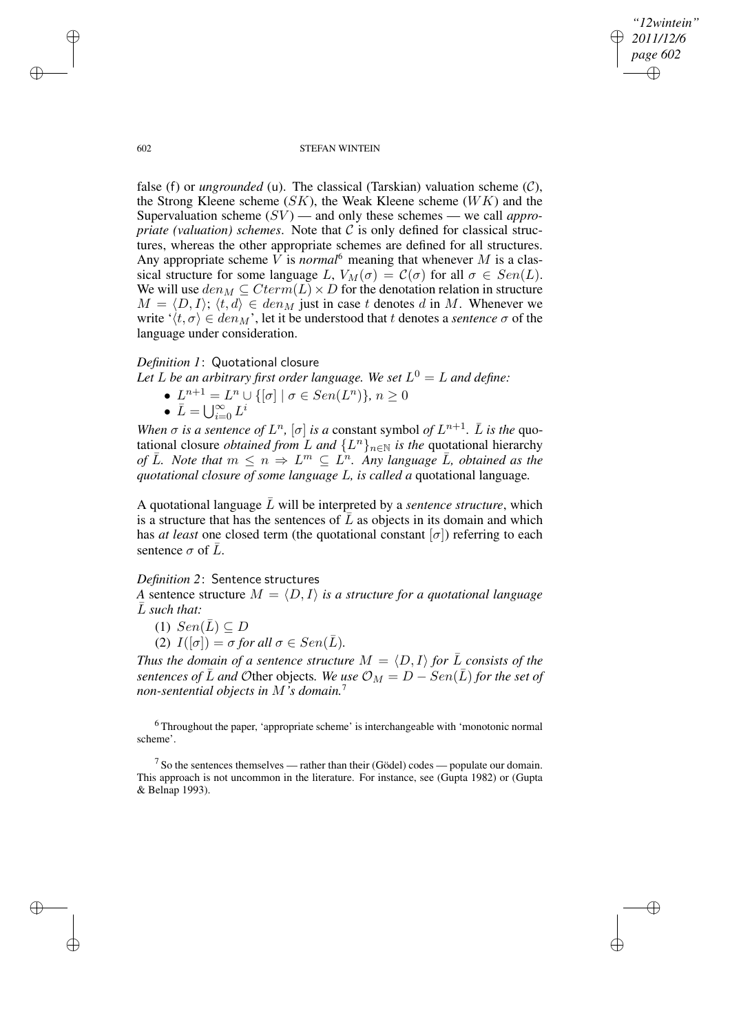false (f) or *ungrounded* (u). The classical (Tarskian) valuation scheme ($\mathcal{C}$), the Strong Kleene scheme ($SK$), the Weak Kleene scheme ($WK$) and the Supervaluation scheme ($SV$) — and only these schemes — we call *appropriate (valuation) schemes*. Note that $\mathcal{C}$ is only defined for classical structures, whereas the other appropriate schemes are defined for all structures. Any appropriate scheme $V$ is *normal*[6] meaning that whenever $M$ is a classical structure for some language $L$, $V_M(\sigma) = \mathcal{C}(\sigma)$ for all $\sigma \in Sen(L)$. We will use $den_M \subseteq Cterm(L) \times D$ for the denotation relation in structure $M = \langle D, I \rangle$; $\langle t, d \rangle \in den_M$ just in case $t$ denotes $d$ in $M$. Whenever we write '$\langle t, \sigma \rangle \in den_M$', let it be understood that $t$ denotes a *sentence* $\sigma$ of the language under consideration.

*Definition 1*: Quotational closure
*Let $L$ be an arbitrary first order language. We set $L^0 = L$ and define:*

- $L^{n+1} = L^n \cup \{[\sigma] \mid \sigma \in Sen(L^n)\}$, $n \geq 0$
- $\bar{L} = \bigcup_{i=0}^{\infty} L^i$

*When $\sigma$ is a sentence of $L^n$, $[\sigma]$ is a* constant symbol *of $L^{n+1}$. $\bar{L}$ is the* quotational closure *obtained from $L$ and $\{L^n\}_{n \in \mathbb{N}}$ is the* quotational hierarchy *of $\bar{L}$. Note that $m \leq n \Rightarrow L^m \subseteq L^n$. Any language $\bar{L}$, obtained as the quotational closure of some language $L$, is called a* quotational language*.*

A quotational language $\bar{L}$ will be interpreted by a *sentence structure*, which is a structure that has the sentences of $\bar{L}$ as objects in its domain and which has *at least* one closed term (the quotational constant $[\sigma]$) referring to each sentence $\sigma$ of $\bar{L}$.

*Definition 2*: Sentence structures
*A* sentence structure *$M = \langle D, I \rangle$ is a structure for a quotational language $\bar{L}$ such that:*

(1) $Sen(\bar{L}) \subseteq D$
(2) $I([\sigma]) = \sigma$ *for all* $\sigma \in Sen(\bar{L})$.

*Thus the domain of a sentence structure $M = \langle D, I \rangle$ for $\bar{L}$ consists of the sentences of $\bar{L}$ and $\mathcal{O}$ther objects. We use $\mathcal{O}_M = D - Sen(\bar{L})$ for the set of non-sentential objects in $M$'s domain.*[7]

[6] Throughout the paper, 'appropriate scheme' is interchangeable with 'monotonic normal scheme'.

[7] So the sentences themselves — rather than their (Gödel) codes — populate our domain. This approach is not uncommon in the literature. For instance, see (Gupta 1982) or (Gupta & Belnap 1993).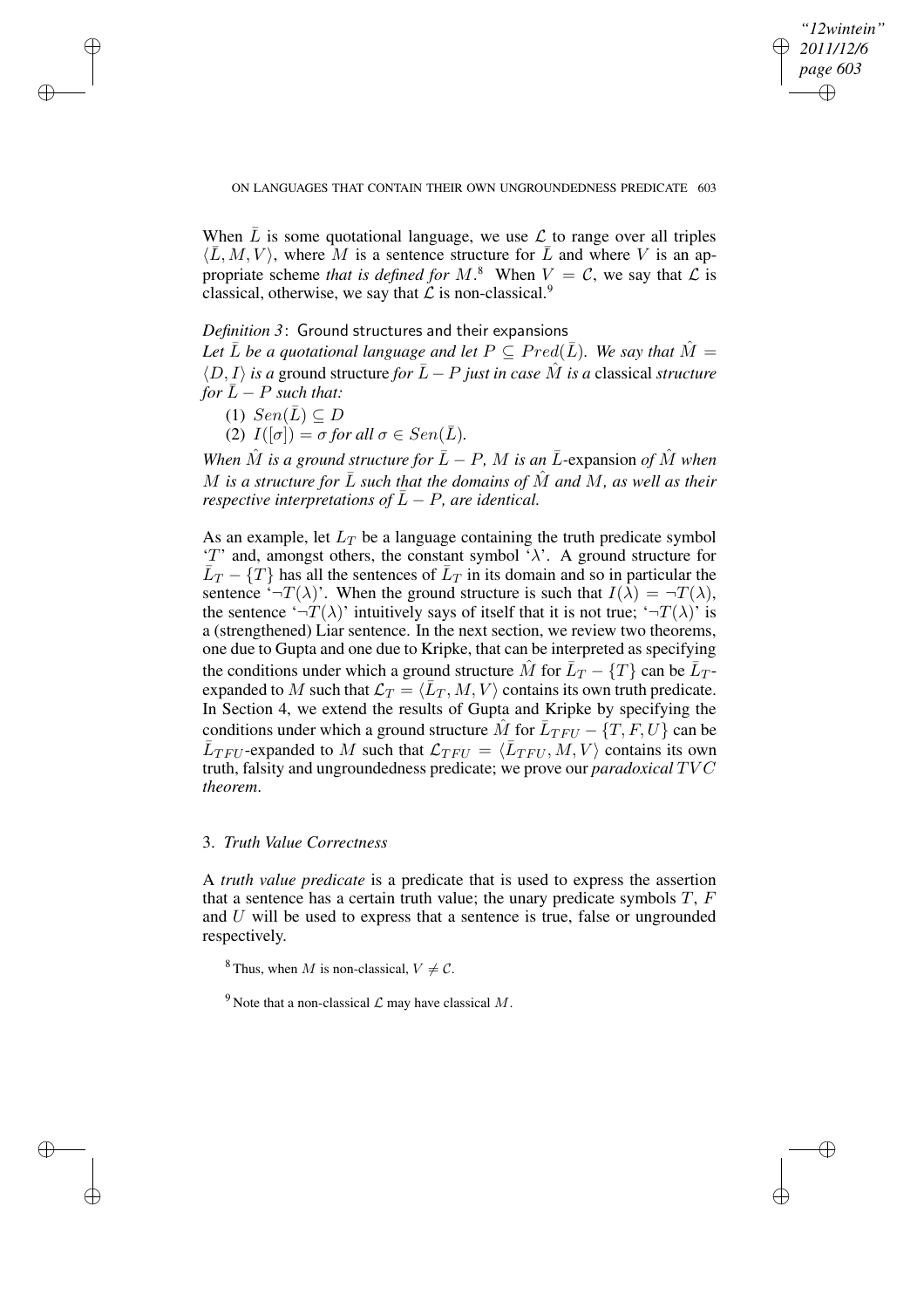When $\bar{L}$ is some quotational language, we use $\mathcal{L}$ to range over all triples $\langle \bar{L}, M, V \rangle$, where $M$ is a sentence structure for $\bar{L}$ and where $V$ is an appropriate scheme *that is defined for* $M$.[8] When $V = \mathcal{C}$, we say that $\mathcal{L}$ is classical, otherwise, we say that $\mathcal{L}$ is non-classical.[9]

*Definition 3*: Ground structures and their expansions
*Let $\bar{L}$ be a quotational language and let $P \subseteq Pred(\bar{L})$. We say that $\hat{M} = \langle D, I \rangle$ is a* ground structure *for $\bar{L} - P$ just in case $\hat{M}$ is a* classical *structure for $\bar{L} - P$ such that:*

(1) $Sen(\bar{L}) \subseteq D$
(2) $I([\sigma]) = \sigma$ *for all* $\sigma \in Sen(\bar{L})$.

*When $\hat{M}$ is a ground structure for $\bar{L} - P$, $M$ is an $\bar{L}$-*expansion *of $\hat{M}$ when $M$ is a structure for $\bar{L}$ such that the domains of $\hat{M}$ and $M$, as well as their respective interpretations of $\bar{L} - P$, are identical.*

As an example, let $L_T$ be a language containing the truth predicate symbol '$T$' and, amongst others, the constant symbol '$\lambda$'. A ground structure for $\bar{L}_T - \{T\}$ has all the sentences of $\bar{L}_T$ in its domain and so in particular the sentence '$\neg T(\lambda)$'. When the ground structure is such that $I(\lambda) = \neg T(\lambda)$, the sentence '$\neg T(\lambda)$' intuitively says of itself that it is not true; '$\neg T(\lambda)$' is a (strengthened) Liar sentence. In the next section, we review two theorems, one due to Gupta and one due to Kripke, that can be interpreted as specifying the conditions under which a ground structure $\hat{M}$ for $\bar{L}_T - \{T\}$ can be $\bar{L}_T$-expanded to $M$ such that $\mathcal{L}_T = \langle \bar{L}_T, M, V \rangle$ contains its own truth predicate. In Section 4, we extend the results of Gupta and Kripke by specifying the conditions under which a ground structure $\hat{M}$ for $\bar{L}_{TFU} - \{T, F, U\}$ can be $\bar{L}_{TFU}$-expanded to $M$ such that $\mathcal{L}_{TFU} = \langle \bar{L}_{TFU}, M, V \rangle$ contains its own truth, falsity and ungroundedness predicate; we prove our *paradoxical TVC theorem*.

## 3. *Truth Value Correctness*

A *truth value predicate* is a predicate that is used to express the assertion that a sentence has a certain truth value; the unary predicate symbols $T$, $F$ and $U$ will be used to express that a sentence is true, false or ungrounded respectively.

[8] Thus, when $M$ is non-classical, $V \neq \mathcal{C}$.

[9] Note that a non-classical $\mathcal{L}$ may have classical $M$.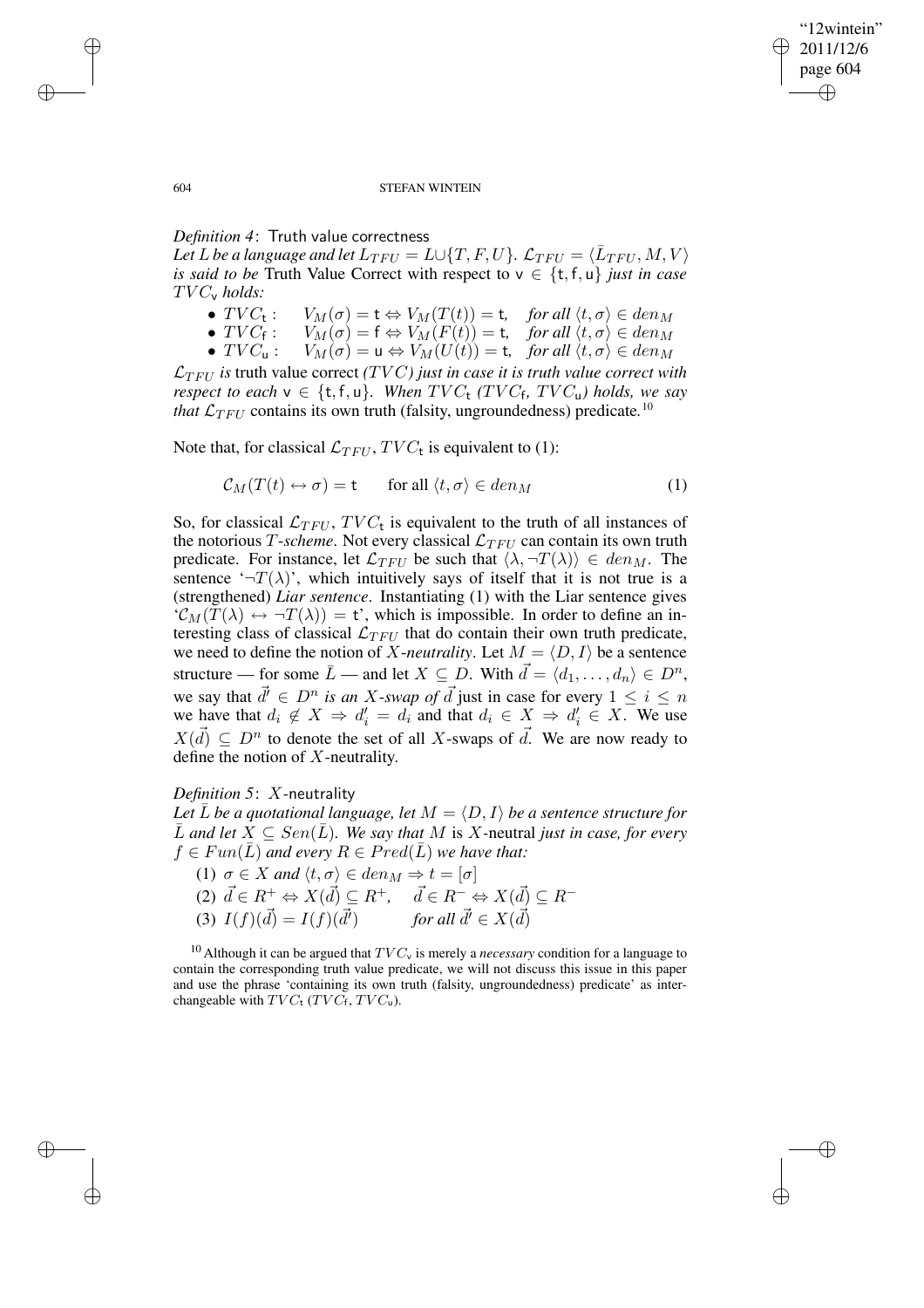*Definition 4*: Truth value correctness
*Let $L$ be a language and let $L_{TFU} = L \cup \{T, F, U\}$. $\mathcal{L}_{TFU} = \langle \bar{L}_{TFU}, M, V \rangle$ is said to be* Truth Value Correct *with respect to $\mathsf{v} \in \{\mathsf{t}, \mathsf{f}, \mathsf{u}\}$ just in case $TVC_{\mathsf{v}}$ holds:*

- $TVC_{\mathsf{t}}$ : $\quad V_M(\sigma) = \mathsf{t} \Leftrightarrow V_M(T(t)) = \mathsf{t}$, *for all* $\langle t, \sigma \rangle \in den_M$
- $TVC_{\mathsf{f}}$ : $\quad V_M(\sigma) = \mathsf{f} \Leftrightarrow V_M(F(t)) = \mathsf{t}$, *for all* $\langle t, \sigma \rangle \in den_M$
- $TVC_{\mathsf{u}}$ : $\quad V_M(\sigma) = \mathsf{u} \Leftrightarrow V_M(U(t)) = \mathsf{t}$, *for all* $\langle t, \sigma \rangle \in den_M$

*$\mathcal{L}_{TFU}$ is* truth value correct *($TVC$) just in case it is truth value correct with respect to each $\mathsf{v} \in \{\mathsf{t}, \mathsf{f}, \mathsf{u}\}$. When $TVC_{\mathsf{t}}$ ($TVC_{\mathsf{f}}$, $TVC_{\mathsf{u}}$) holds, we say that $\mathcal{L}_{TFU}$* contains its own truth (falsity, ungroundedness) predicate.[10]

Note that, for classical $\mathcal{L}_{TFU}$, $TVC_{\mathsf{t}}$ is equivalent to (1):

$$\mathcal{C}_M(T(t) \leftrightarrow \sigma) = \mathsf{t} \qquad \text{for all } \langle t, \sigma \rangle \in den_M \tag{1}$$

So, for classical $\mathcal{L}_{TFU}$, $TVC_{\mathsf{t}}$ is equivalent to the truth of all instances of the notorious $T$*-scheme*. Not every classical $\mathcal{L}_{TFU}$ can contain its own truth predicate. For instance, let $\mathcal{L}_{TFU}$ be such that $\langle \lambda, \neg T(\lambda) \rangle \in den_M$. The sentence '$\neg T(\lambda)$', which intuitively says of itself that it is not true is a (strengthened) *Liar sentence*. Instantiating (1) with the Liar sentence gives '$\mathcal{C}_M(T(\lambda) \leftrightarrow \neg T(\lambda)) = \mathsf{t}$', which is impossible. In order to define an interesting class of classical $\mathcal{L}_{TFU}$ that do contain their own truth predicate, we need to define the notion of $X$*-neutrality*. Let $M = \langle D, I \rangle$ be a sentence structure — for some $\bar{L}$ — and let $X \subseteq D$. With $\vec{d} = \langle d_1, \ldots, d_n \rangle \in D^n$, we say that $\vec{d'} \in D^n$ *is an $X$-swap of $\vec{d}$* just in case for every $1 \leq i \leq n$ we have that $d_i \notin X \Rightarrow d'_i = d_i$ and that $d_i \in X \Rightarrow d'_i \in X$. We use $X(\vec{d}) \subseteq D^n$ to denote the set of all $X$-swaps of $\vec{d}$. We are now ready to define the notion of $X$-neutrality.

*Definition 5*: $X$-neutrality
*Let $\bar{L}$ be a quotational language, let $M = \langle D, I \rangle$ be a sentence structure for $\bar{L}$ and let $X \subseteq Sen(\bar{L})$. We say that $M$ is* $X$-neutral *just in case, for every $f \in Fun(\bar{L})$ and every $R \in Pred(\bar{L})$ we have that:*

(1) $\sigma \in X$ *and* $\langle t, \sigma \rangle \in den_M \Rightarrow t = [\sigma]$
(2) $\vec{d} \in R^+ \Leftrightarrow X(\vec{d}) \subseteq R^+, \quad \vec{d} \in R^- \Leftrightarrow X(\vec{d}) \subseteq R^-$
(3) $I(f)(\vec{d}) = I(f)(\vec{d'}) \qquad$ *for all* $\vec{d'} \in X(\vec{d})$

[10] Although it can be argued that $TVC_{\mathsf{v}}$ is merely a *necessary* condition for a language to contain the corresponding truth value predicate, we will not discuss this issue in this paper and use the phrase 'containing its own truth (falsity, ungroundedness) predicate' as interchangeable with $TVC_{\mathsf{t}}$ ($TVC_{\mathsf{f}}$, $TVC_{\mathsf{u}}$).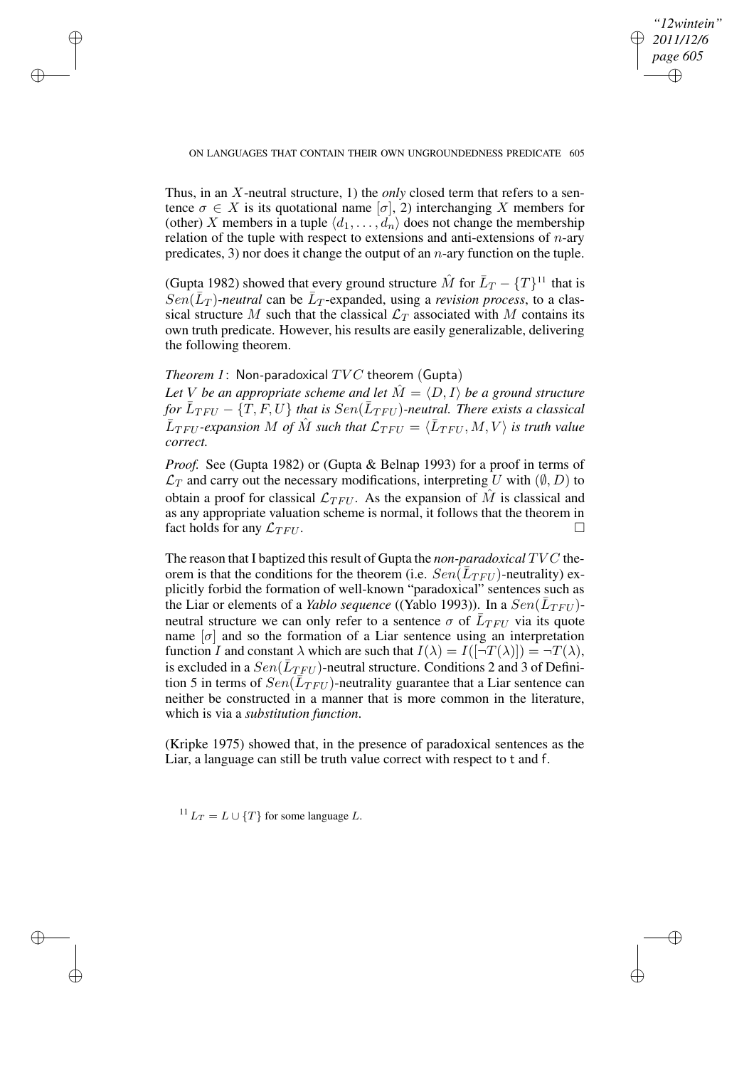Thus, in an $X$-neutral structure, 1) the *only* closed term that refers to a sentence $\sigma \in X$ is its quotational name $[\sigma]$, 2) interchanging $X$ members for (other) $X$ members in a tuple $\langle d_1, \ldots, d_n \rangle$ does not change the membership relation of the tuple with respect to extensions and anti-extensions of $n$-ary predicates, 3) nor does it change the output of an $n$-ary function on the tuple.

(Gupta 1982) showed that every ground structure $\hat{M}$ for $\bar{L}_T - \{T\}$[11] that is $Sen(\bar{L}_T)$*-neutral* can be $\bar{L}_T$-expanded, using a *revision process*, to a classical structure $M$ such that the classical $\mathcal{L}_T$ associated with $M$ contains its own truth predicate. However, his results are easily generalizable, delivering the following theorem.

*Theorem 1*: Non-paradoxical $TVC$ theorem (Gupta)
*Let $V$ be an appropriate scheme and let $\hat{M} = \langle D, I \rangle$ be a ground structure for $\bar{L}_{TFU} - \{T, F, U\}$ that is $Sen(\bar{L}_{TFU})$-neutral. There exists a classical $\bar{L}_{TFU}$-expansion $M$ of $\hat{M}$ such that $\mathcal{L}_{TFU} = \langle \bar{L}_{TFU}, M, V \rangle$ is truth value correct.*

*Proof.* See (Gupta 1982) or (Gupta & Belnap 1993) for a proof in terms of $\mathcal{L}_T$ and carry out the necessary modifications, interpreting $U$ with $(\emptyset, D)$ to obtain a proof for classical $\mathcal{L}_{TFU}$. As the expansion of $\hat{M}$ is classical and as any appropriate valuation scheme is normal, it follows that the theorem in fact holds for any $\mathcal{L}_{TFU}$. □

The reason that I baptized this result of Gupta the *non-paradoxical* $TVC$ theorem is that the conditions for the theorem (i.e. $Sen(\bar{L}_{TFU})$-neutrality) explicitly forbid the formation of well-known "paradoxical" sentences such as the Liar or elements of a *Yablo sequence* ((Yablo 1993)). In a $Sen(\bar{L}_{TFU})$-neutral structure we can only refer to a sentence $\sigma$ of $\bar{L}_{TFU}$ via its quote name $[\sigma]$ and so the formation of a Liar sentence using an interpretation function $I$ and constant $\lambda$ which are such that $I(\lambda) = I([\neg T(\lambda)]) = \neg T(\lambda)$, is excluded in a $Sen(\bar{L}_{TFU})$-neutral structure. Conditions 2 and 3 of Definition 5 in terms of $Sen(\bar{L}_{TFU})$-neutrality guarantee that a Liar sentence can neither be constructed in a manner that is more common in the literature, which is via a *substitution function*.

(Kripke 1975) showed that, in the presence of paradoxical sentences as the Liar, a language can still be truth value correct with respect to t and f.

[11] $L_T = L \cup \{T\}$ for some language $L$.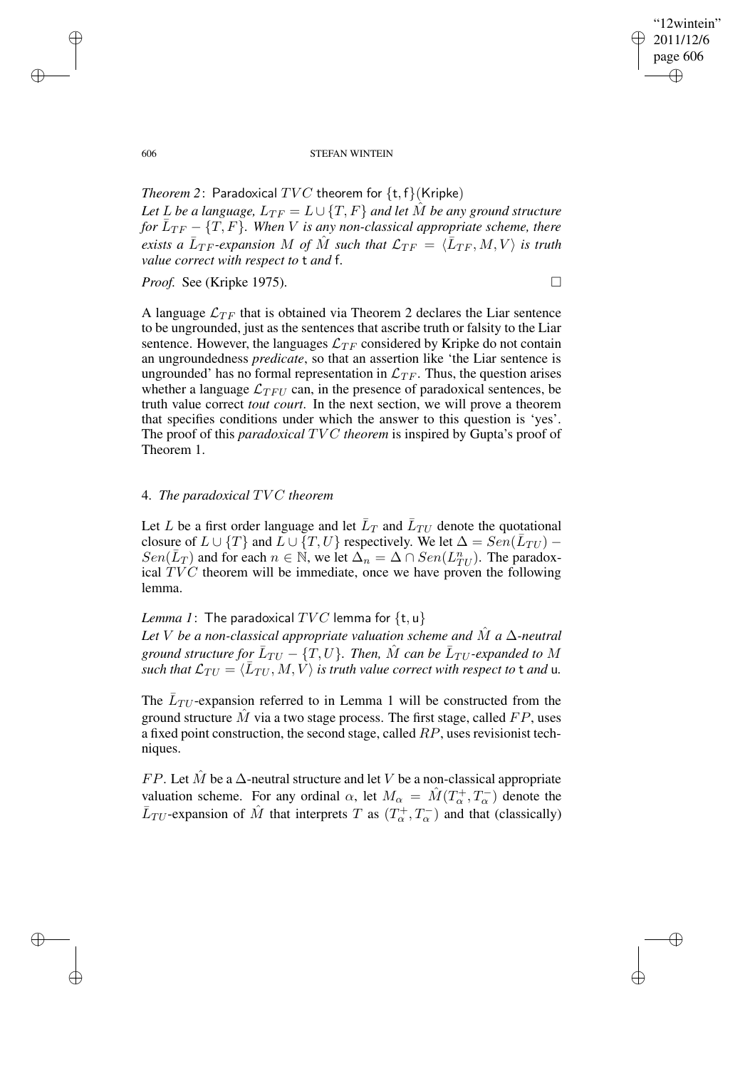*Theorem 2*: Paradoxical $TVC$ theorem for $\{\mathsf{t}, \mathsf{f}\}$(Kripke)
*Let $L$ be a language, $L_{TF} = L \cup \{T, F\}$ and let $\hat{M}$ be any ground structure for $\bar{L}_{TF} - \{T, F\}$. When $V$ is any non-classical appropriate scheme, there exists a $\bar{L}_{TF}$-expansion $M$ of $\hat{M}$ such that $\mathcal{L}_{TF} = \langle \bar{L}_{TF}, M, V\rangle$ is truth value correct with respect to* t *and* f.

*Proof.* See (Kripke 1975). □

A language $\mathcal{L}_{TF}$ that is obtained via Theorem 2 declares the Liar sentence to be ungrounded, just as the sentences that ascribe truth or falsity to the Liar sentence. However, the languages $\mathcal{L}_{TF}$ considered by Kripke do not contain an ungroundedness *predicate*, so that an assertion like 'the Liar sentence is ungrounded' has no formal representation in $\mathcal{L}_{TF}$. Thus, the question arises whether a language $\mathcal{L}_{TFU}$ can, in the presence of paradoxical sentences, be truth value correct *tout court*. In the next section, we will prove a theorem that specifies conditions under which the answer to this question is 'yes'. The proof of this *paradoxical $TVC$ theorem* is inspired by Gupta's proof of Theorem 1.

## 4. *The paradoxical $TVC$ theorem*

Let $L$ be a first order language and let $\bar{L}_T$ and $\bar{L}_{TU}$ denote the quotational closure of $L \cup \{T\}$ and $L \cup \{T, U\}$ respectively. We let $\Delta = Sen(\bar{L}_{TU}) - Sen(\bar{L}_T)$ and for each $n \in \mathbb{N}$, we let $\Delta_n = \Delta \cap Sen(L^n_{TU})$. The paradoxical $TVC$ theorem will be immediate, once we have proven the following lemma.

*Lemma 1*: The paradoxical $TVC$ lemma for $\{\mathsf{t}, \mathsf{u}\}$
*Let $V$ be a non-classical appropriate valuation scheme and $\hat{M}$ a $\Delta$-neutral ground structure for $\bar{L}_{TU} - \{T, U\}$. Then, $\hat{M}$ can be $\bar{L}_{TU}$-expanded to $M$ such that $\mathcal{L}_{TU} = \langle \bar{L}_{TU}, M, V\rangle$ is truth value correct with respect to* t *and* u.

The $\bar{L}_{TU}$-expansion referred to in Lemma 1 will be constructed from the ground structure $\hat{M}$ via a two stage process. The first stage, called $FP$, uses a fixed point construction, the second stage, called $RP$, uses revisionist techniques.

$FP$. Let $\hat{M}$ be a $\Delta$-neutral structure and let $V$ be a non-classical appropriate valuation scheme. For any ordinal $\alpha$, let $M_\alpha = \hat{M}(T^+_\alpha, T^-_\alpha)$ denote the $\bar{L}_{TU}$-expansion of $\hat{M}$ that interprets $T$ as $(T^+_\alpha, T^-_\alpha)$ and that (classically)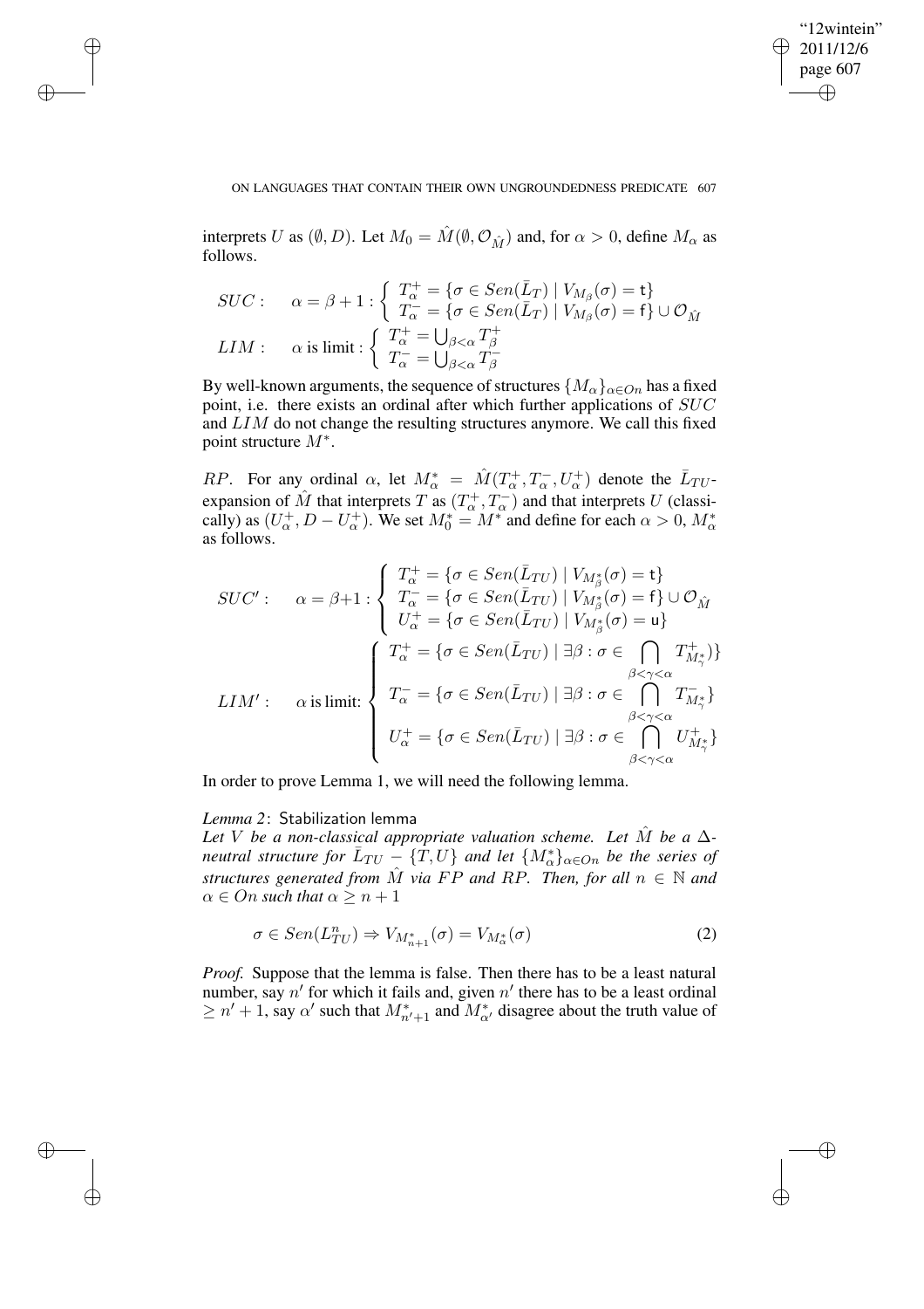interprets $U$ as $(\emptyset, D)$. Let $M_0 = \hat{M}(\emptyset, \mathcal{O}_{\hat{M}})$ and, for $\alpha > 0$, define $M_\alpha$ as follows.

$$SUC: \quad \alpha = \beta + 1 : \begin{cases} T^+_\alpha = \{\sigma \in Sen(\bar{L}_T) \mid V_{M_\beta}(\sigma) = \mathsf{t}\} \\ T^-_\alpha = \{\sigma \in Sen(\bar{L}_T) \mid V_{M_\beta}(\sigma) = \mathsf{f}\} \cup \mathcal{O}_{\hat{M}} \end{cases}$$

$$LIM: \quad \alpha \text{ is limit} : \begin{cases} T^+_\alpha = \bigcup_{\beta<\alpha} T^+_\beta \\ T^-_\alpha = \bigcup_{\beta<\alpha} T^-_\beta \end{cases}$$

By well-known arguments, the sequence of structures $\{M_\alpha\}_{\alpha \in On}$ has a fixed point, i.e. there exists an ordinal after which further applications of $SUC$ and $LIM$ do not change the resulting structures anymore. We call this fixed point structure $M^*$.

$RP$. For any ordinal $\alpha$, let $M^*_\alpha = \hat{M}(T^+_\alpha, T^-_\alpha, U^+_\alpha)$ denote the $\bar{L}_{TU}$-expansion of $\hat{M}$ that interprets $T$ as $(T^+_\alpha, T^-_\alpha)$ and that interprets $U$ (classically) as $(U^+_\alpha, D - U^+_\alpha)$. We set $M^*_0 = M^*$ and define for each $\alpha > 0$, $M^*_\alpha$ as follows.

$$SUC': \quad \alpha = \beta+1 : \begin{cases} T^+_\alpha = \{\sigma \in Sen(\bar{L}_{TU}) \mid V_{M^*_\beta}(\sigma) = \mathsf{t}\} \\ T^-_\alpha = \{\sigma \in Sen(\bar{L}_{TU}) \mid V_{M^*_\beta}(\sigma) = \mathsf{f}\} \cup \mathcal{O}_{\hat{M}} \\ U^+_\alpha = \{\sigma \in Sen(\bar{L}_{TU}) \mid V_{M^*_\beta}(\sigma) = \mathsf{u}\} \end{cases}$$

$$LIM': \quad \alpha \text{ is limit:} \begin{cases} T^+_\alpha = \{\sigma \in Sen(\bar{L}_{TU}) \mid \exists\beta : \sigma \in \bigcap_{\beta<\gamma<\alpha} T^+_{M^*_\gamma})\} \\ T^-_\alpha = \{\sigma \in Sen(\bar{L}_{TU}) \mid \exists\beta : \sigma \in \bigcap_{\beta<\gamma<\alpha} T^-_{M^*_\gamma}\} \\ U^+_\alpha = \{\sigma \in Sen(\bar{L}_{TU}) \mid \exists\beta : \sigma \in \bigcap_{\beta<\gamma<\alpha} U^+_{M^*_\gamma}\} \end{cases}$$

In order to prove Lemma 1, we will need the following lemma.

*Lemma 2*: Stabilization lemma

*Let $V$ be a non-classical appropriate valuation scheme. Let $\hat{M}$ be a $\Delta$-neutral structure for $\bar{L}_{TU} - \{T, U\}$ and let $\{M^*_\alpha\}_{\alpha \in On}$ be the series of structures generated from $\hat{M}$ via $FP$ and $RP$. Then, for all $n \in \mathbb{N}$ and $\alpha \in On$ such that $\alpha \geq n+1$*

$$\sigma \in Sen(L^n_{TU}) \Rightarrow V_{M^*_{n+1}}(\sigma) = V_{M^*_\alpha}(\sigma) \tag{2}$$

*Proof.* Suppose that the lemma is false. Then there has to be a least natural number, say $n'$ for which it fails and, given $n'$ there has to be a least ordinal $\geq n'+1$, say $\alpha'$ such that $M^*_{n'+1}$ and $M^*_{\alpha'}$ disagree about the truth value of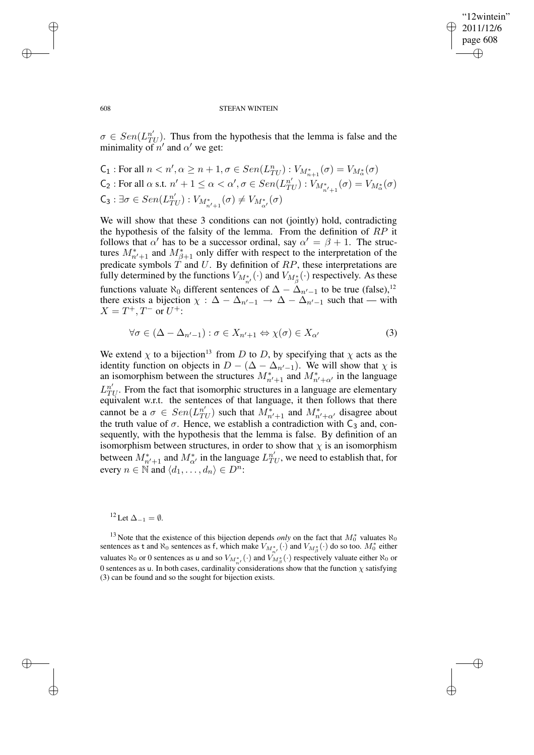$\sigma \in Sen(L^{n'}_{TU})$. Thus from the hypothesis that the lemma is false and the minimality of $n'$ and $\alpha'$ we get:

$\mathsf{C}_1$ : For all $n < n', \alpha \geq n+1, \sigma \in Sen(L^{n}_{TU}) : V_{M^*_{n+1}}(\sigma) = V_{M^*_{\alpha}}(\sigma)$

$\mathsf{C}_2$ : For all $\alpha$ s.t. $n'+1 \leq \alpha < \alpha', \sigma \in Sen(L^{n'}_{TU}) : V_{M^*_{n'+1}}(\sigma) = V_{M^*_{\alpha}}(\sigma)$

$\mathsf{C}_3$ : $\exists \sigma \in Sen(L^{n'}_{TU}) : V_{M^*_{n'+1}}(\sigma) \neq V_{M^*_{\alpha'}}(\sigma)$

We will show that these 3 conditions can not (jointly) hold, contradicting the hypothesis of the falsity of the lemma. From the definition of $RP$ it follows that $\alpha'$ has to be a successor ordinal, say $\alpha' = \beta + 1$. The structures $M^*_{n'+1}$ and $M^*_{\beta+1}$ only differ with respect to the interpretation of the predicate symbols $T$ and $U$. By definition of $RP$, these interpretations are fully determined by the functions $V_{M^*_{n'}}(\cdot)$ and $V_{M^*_{\beta}}(\cdot)$ respectively. As these functions valuate $\aleph_0$ different sentences of $\Delta - \Delta_{n'-1}$ to be true (false),[12] there exists a bijection $\chi : \Delta - \Delta_{n'-1} \rightarrow \Delta - \Delta_{n'-1}$ such that — with $X = T^+, T^-$ or $U^+$:

$$\forall \sigma \in (\Delta - \Delta_{n'-1}) : \sigma \in X_{n'+1} \Leftrightarrow \chi(\sigma) \in X_{\alpha'} \tag{3}$$

We extend $\chi$ to a bijection[13] from $D$ to $D$, by specifying that $\chi$ acts as the identity function on objects in $D - (\Delta - \Delta_{n'-1})$. We will show that $\chi$ is an isomorphism between the structures $M^*_{n'+1}$ and $M^*_{n'+\alpha'}$ in the language $L^{n'}_{TU}$. From the fact that isomorphic structures in a language are elementary equivalent w.r.t. the sentences of that language, it then follows that there cannot be a $\sigma \in Sen(L^{n'}_{TU})$ such that $M^*_{n'+1}$ and $M^*_{n'+\alpha'}$ disagree about the truth value of $\sigma$. Hence, we establish a contradiction with $\mathsf{C}_3$ and, consequently, with the hypothesis that the lemma is false. By definition of an isomorphism between structures, in order to show that $\chi$ is an isomorphism between $M^*_{n'+1}$ and $M^*_{\alpha'}$ in the language $L^{n'}_{TU}$, we need to establish that, for every $n \in \mathbb{N}$ and $\langle d_1, \ldots, d_n \rangle \in D^n$:

[12] Let $\Delta_{-1} = \emptyset$.

[13] Note that the existence of this bijection depends *only* on the fact that $M^*_0$ valuates $\aleph_0$ sentences as $\mathsf{t}$ and $\aleph_0$ sentences as $\mathsf{f}$, which make $V_{M^*_{n'}}(\cdot)$ and $V_{M^*_{\beta}}(\cdot)$ do so too. $M^*_0$ either valuates $\aleph_0$ or 0 sentences as $\mathsf{u}$ and so $V_{M^*_{n'}}(\cdot)$ and $V_{M^*_{\beta}}(\cdot)$ respectively valuate either $\aleph_0$ or 0 sentences as $\mathsf{u}$. In both cases, cardinality considerations show that the function $\chi$ satisfying (3) can be found and so the sought for bijection exists.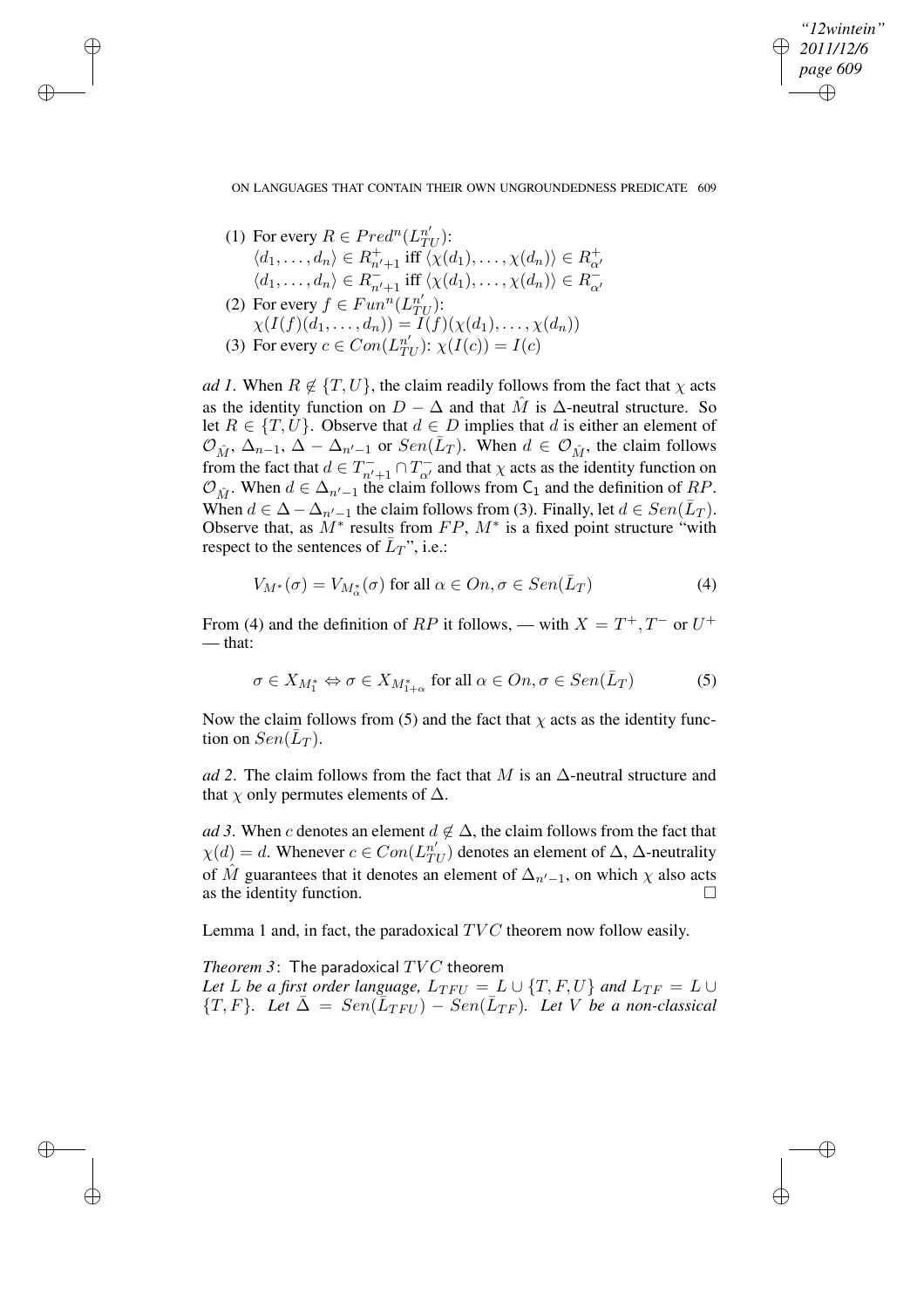(1) For every $R \in Pred^n(L^{n'}_{TU})$:
$\langle d_1, \ldots, d_n \rangle \in R^+_{n'+1}$ iff $\langle \chi(d_1), \ldots, \chi(d_n) \rangle \in R^+_{\alpha'}$
$\langle d_1, \ldots, d_n \rangle \in R^-_{n'+1}$ iff $\langle \chi(d_1), \ldots, \chi(d_n) \rangle \in R^-_{\alpha'}$

(2) For every $f \in Fun^n(L^{n'}_{TU})$:
$\chi(I(f)(d_1, \ldots, d_n)) = I(f)(\chi(d_1), \ldots, \chi(d_n))$

(3) For every $c \in Con(L^{n'}_{TU})$: $\chi(I(c)) = I(c)$

*ad 1*. When $R \notin \{T, U\}$, the claim readily follows from the fact that $\chi$ acts as the identity function on $D - \Delta$ and that $\hat{M}$ is $\Delta$-neutral structure. So let $R \in \{T, U\}$. Observe that $d \in D$ implies that $d$ is either an element of $\mathcal{O}_{\hat{M}}$, $\Delta_{n-1}$, $\Delta - \Delta_{n'-1}$ or $Sen(\bar{L}_T)$. When $d \in \mathcal{O}_{\hat{M}}$, the claim follows from the fact that $d \in T^-_{n'+1} \cap T^-_{\alpha'}$ and that $\chi$ acts as the identity function on $\mathcal{O}_{\hat{M}}$. When $d \in \Delta_{n'-1}$ the claim follows from $\mathsf{C}_1$ and the definition of $RP$. When $d \in \Delta - \Delta_{n'-1}$ the claim follows from (3). Finally, let $d \in Sen(\bar{L}_T)$. Observe that, as $M^*$ results from $FP$, $M^*$ is a fixed point structure "with respect to the sentences of $\bar{L}_T$", i.e.:

$$V_{M^*}(\sigma) = V_{M^*_\alpha}(\sigma) \text{ for all } \alpha \in On, \sigma \in Sen(\bar{L}_T) \tag{4}$$

From (4) and the definition of $RP$ it follows, — with $X = T^+, T^-$ or $U^+$ — that:

$$\sigma \in X_{M^*_1} \Leftrightarrow \sigma \in X_{M^*_{1+\alpha}} \text{ for all } \alpha \in On, \sigma \in Sen(\bar{L}_T) \tag{5}$$

Now the claim follows from (5) and the fact that $\chi$ acts as the identity function on $Sen(\bar{L}_T)$.

*ad 2*. The claim follows from the fact that $M$ is an $\Delta$-neutral structure and that $\chi$ only permutes elements of $\Delta$.

*ad 3*. When $c$ denotes an element $d \notin \Delta$, the claim follows from the fact that $\chi(d) = d$. Whenever $c \in Con(L^{n'}_{TU})$ denotes an element of $\Delta$, $\Delta$-neutrality of $\hat{M}$ guarantees that it denotes an element of $\Delta_{n'-1}$, on which $\chi$ also acts as the identity function. $\square$

Lemma 1 and, in fact, the paradoxical $TVC$ theorem now follow easily.

*Theorem 3*: The paradoxical $TVC$ theorem
*Let $L$ be a first order language, $L_{TFU} = L \cup \{T, F, U\}$ and $L_{TF} = L \cup \{T, F\}$. Let $\bar{\Delta} = Sen(\bar{L}_{TFU}) - Sen(\bar{L}_{TF})$. Let $V$ be a non-classical*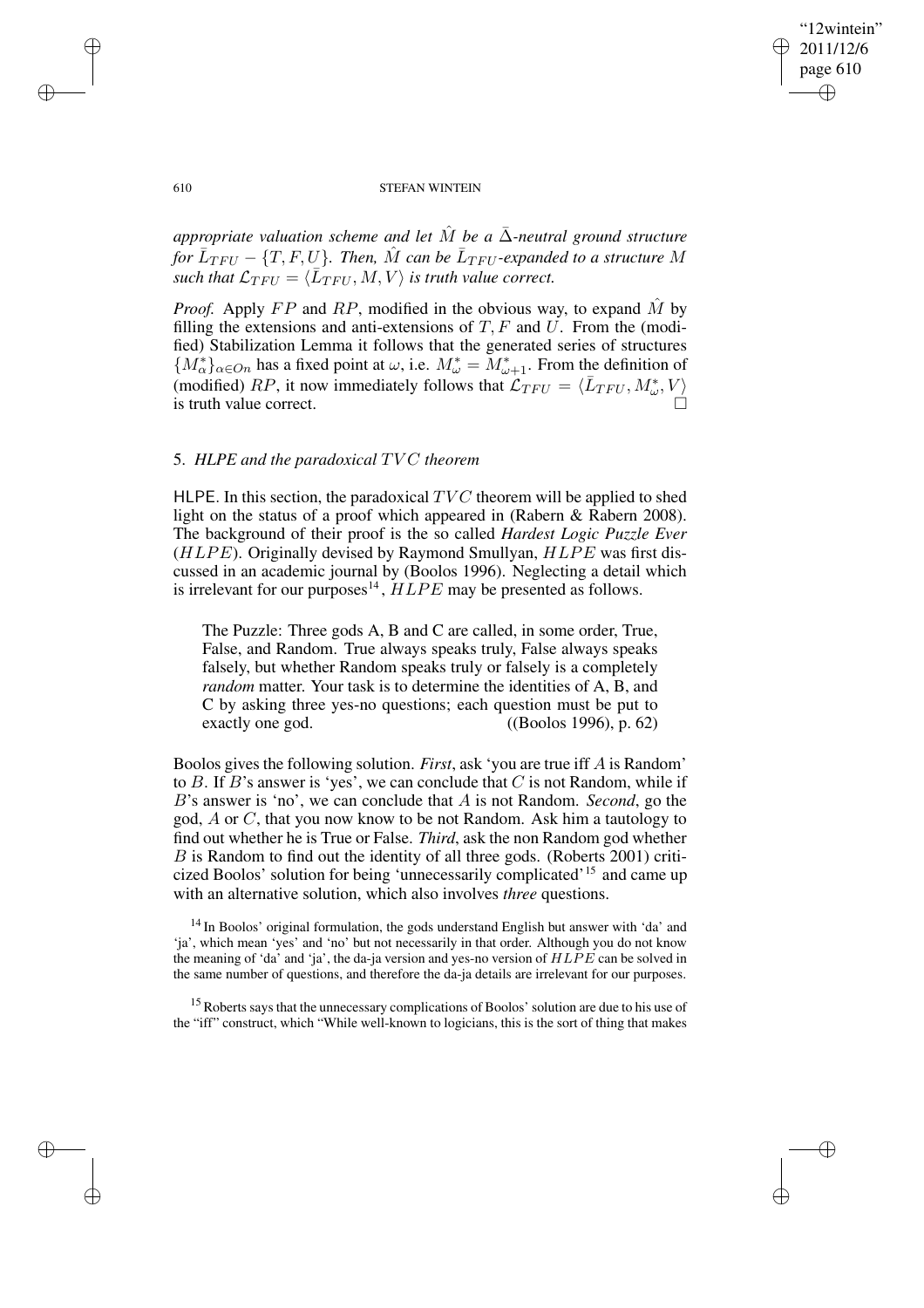*appropriate valuation scheme and let $\hat{M}$ be a $\bar{\Delta}$-neutral ground structure for $\bar{L}_{TFU} - \{T, F, U\}$. Then, $\hat{M}$ can be $\bar{L}_{TFU}$-expanded to a structure $M$ such that $\mathcal{L}_{TFU} = \langle \bar{L}_{TFU}, M, V \rangle$ is truth value correct.*

*Proof.* Apply $FP$ and $RP$, modified in the obvious way, to expand $\hat{M}$ by filling the extensions and anti-extensions of $T, F$ and $U$. From the (modified) Stabilization Lemma it follows that the generated series of structures $\{M^*_\alpha\}_{\alpha \in On}$ has a fixed point at $\omega$, i.e. $M^*_\omega = M^*_{\omega+1}$. From the definition of (modified) $RP$, it now immediately follows that $\mathcal{L}_{TFU} = \langle \bar{L}_{TFU}, M^*_\omega, V \rangle$ is truth value correct. □

## 5. *HLPE and the paradoxical $TVC$ theorem*

HLPE. In this section, the paradoxical $TVC$ theorem will be applied to shed light on the status of a proof which appeared in (Rabern & Rabern 2008). The background of their proof is the so called *Hardest Logic Puzzle Ever* ($HLPE$). Originally devised by Raymond Smullyan, $HLPE$ was first discussed in an academic journal by (Boolos 1996). Neglecting a detail which is irrelevant for our purposes[14], $HLPE$ may be presented as follows.

> The Puzzle: Three gods A, B and C are called, in some order, True, False, and Random. True always speaks truly, False always speaks falsely, but whether Random speaks truly or falsely is a completely *random* matter. Your task is to determine the identities of A, B, and C by asking three yes-no questions; each question must be put to exactly one god. ((Boolos 1996), p. 62)

Boolos gives the following solution. *First*, ask 'you are true iff $A$ is Random' to $B$. If $B$'s answer is 'yes', we can conclude that $C$ is not Random, while if $B$'s answer is 'no', we can conclude that $A$ is not Random. *Second*, go the god, $A$ or $C$, that you now know to be not Random. Ask him a tautology to find out whether he is True or False. *Third*, ask the non Random god whether $B$ is Random to find out the identity of all three gods. (Roberts 2001) criticized Boolos' solution for being 'unnecessarily complicated'[15] and came up with an alternative solution, which also involves *three* questions.

[14] In Boolos' original formulation, the gods understand English but answer with 'da' and 'ja', which mean 'yes' and 'no' but not necessarily in that order. Although you do not know the meaning of 'da' and 'ja', the da-ja version and yes-no version of $HLPE$ can be solved in the same number of questions, and therefore the da-ja details are irrelevant for our purposes.

[15] Roberts says that the unnecessary complications of Boolos' solution are due to his use of the "iff" construct, which "While well-known to logicians, this is the sort of thing that makes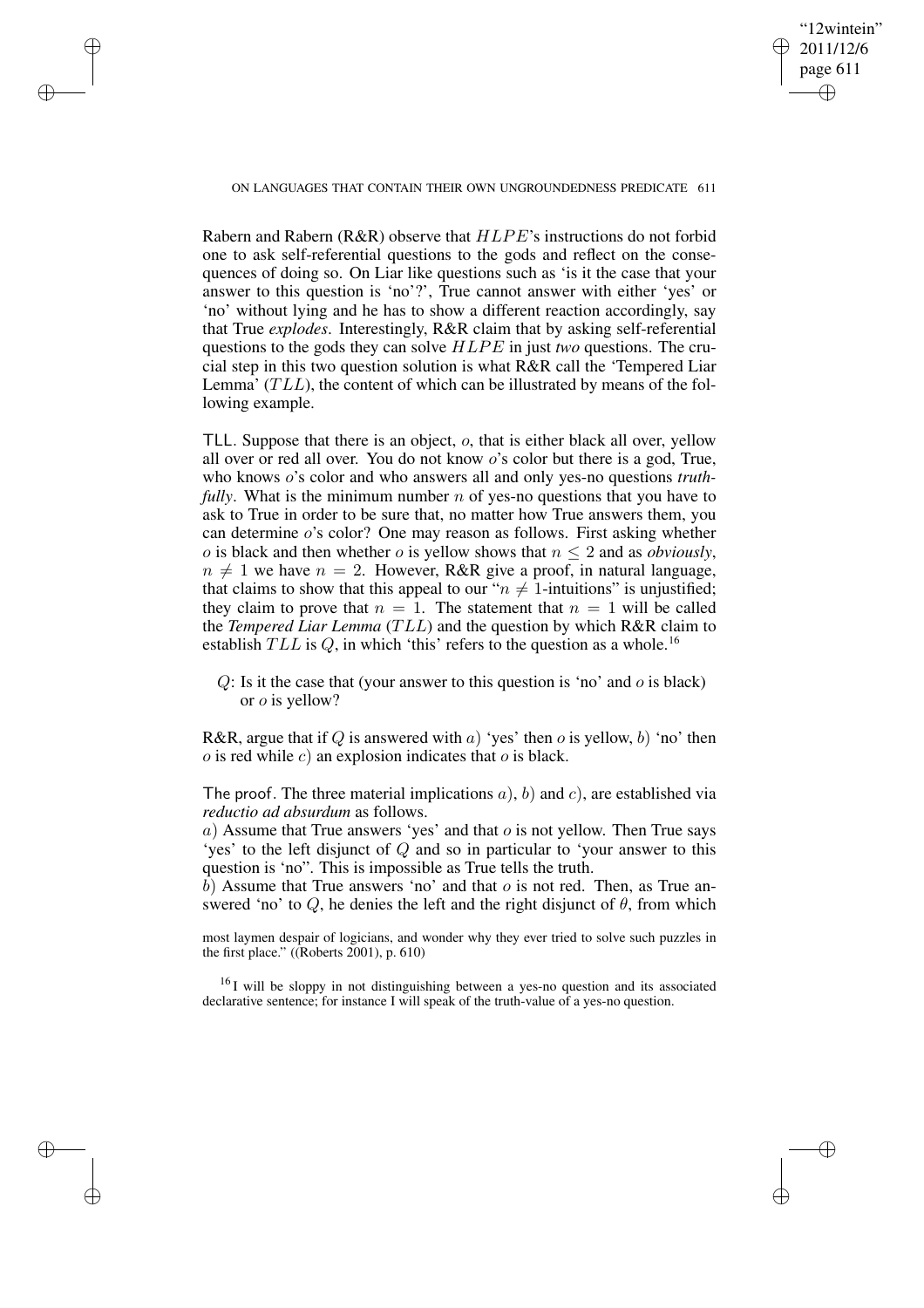Rabern and Rabern (R&R) observe that $HLPE$'s instructions do not forbid one to ask self-referential questions to the gods and reflect on the consequences of doing so. On Liar like questions such as 'is it the case that your answer to this question is 'no'?', True cannot answer with either 'yes' or 'no' without lying and he has to show a different reaction accordingly, say that True *explodes*. Interestingly, R&R claim that by asking self-referential questions to the gods they can solve $HLPE$ in just *two* questions. The crucial step in this two question solution is what R&R call the 'Tempered Liar Lemma' ($TLL$), the content of which can be illustrated by means of the following example.

TLL. Suppose that there is an object, $o$, that is either black all over, yellow all over or red all over. You do not know $o$'s color but there is a god, True, who knows $o$'s color and who answers all and only yes-no questions *truthfully*. What is the minimum number $n$ of yes-no questions that you have to ask to True in order to be sure that, no matter how True answers them, you can determine $o$'s color? One may reason as follows. First asking whether $o$ is black and then whether $o$ is yellow shows that $n \leq 2$ and as *obviously*, $n \neq 1$ we have $n = 2$. However, R&R give a proof, in natural language, that claims to show that this appeal to our "$n \neq 1$-intuitions" is unjustified; they claim to prove that $n = 1$. The statement that $n = 1$ will be called the *Tempered Liar Lemma* ($TLL$) and the question by which R&R claim to establish $TLL$ is $Q$, in which 'this' refers to the question as a whole.[16]

> $Q$: Is it the case that (your answer to this question is 'no' and $o$ is black) or $o$ is yellow?

R&R, argue that if $Q$ is answered with $a)$ 'yes' then $o$ is yellow, $b)$ 'no' then $o$ is red while $c)$ an explosion indicates that $o$ is black.

The proof. The three material implications $a)$, $b)$ and $c)$, are established via *reductio ad absurdum* as follows.

$a)$ Assume that True answers 'yes' and that $o$ is not yellow. Then True says 'yes' to the left disjunct of $Q$ and so in particular to 'your answer to this question is 'no''. This is impossible as True tells the truth.

$b)$ Assume that True answers 'no' and that $o$ is not red. Then, as True answered 'no' to $Q$, he denies the left and the right disjunct of $\theta$, from which

most laymen despair of logicians, and wonder why they ever tried to solve such puzzles in the first place." ((Roberts 2001), p. 610)

[16] I will be sloppy in not distinguishing between a yes-no question and its associated declarative sentence; for instance I will speak of the truth-value of a yes-no question.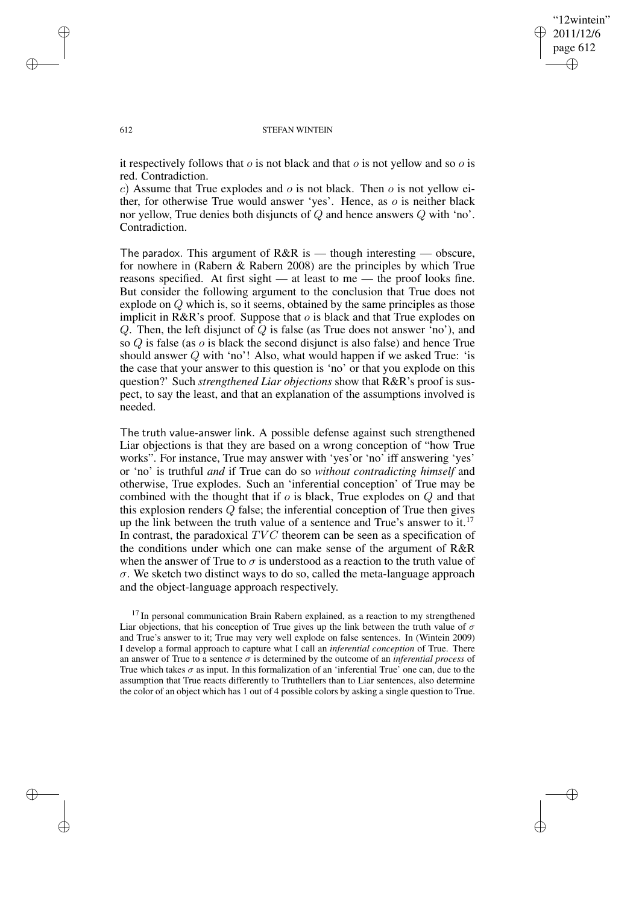it respectively follows that $o$ is not black and that $o$ is not yellow and so $o$ is red. Contradiction.

$c$) Assume that True explodes and $o$ is not black. Then $o$ is not yellow either, for otherwise True would answer 'yes'. Hence, as $o$ is neither black nor yellow, True denies both disjuncts of $Q$ and hence answers $Q$ with 'no'. Contradiction.

The paradox. This argument of R&R is — though interesting — obscure, for nowhere in (Rabern & Rabern 2008) are the principles by which True reasons specified. At first sight — at least to me — the proof looks fine. But consider the following argument to the conclusion that True does not explode on $Q$ which is, so it seems, obtained by the same principles as those implicit in R&R's proof. Suppose that $o$ is black and that True explodes on $Q$. Then, the left disjunct of $Q$ is false (as True does not answer 'no'), and so $Q$ is false (as $o$ is black the second disjunct is also false) and hence True should answer $Q$ with 'no'! Also, what would happen if we asked True: 'is the case that your answer to this question is 'no' or that you explode on this question?' Such *strengthened Liar objections* show that R&R's proof is suspect, to say the least, and that an explanation of the assumptions involved is needed.

The truth value-answer link. A possible defense against such strengthened Liar objections is that they are based on a wrong conception of "how True works". For instance, True may answer with 'yes'or 'no' iff answering 'yes' or 'no' is truthful *and* if True can do so *without contradicting himself* and otherwise, True explodes. Such an 'inferential conception' of True may be combined with the thought that if $o$ is black, True explodes on $Q$ and that this explosion renders $Q$ false; the inferential conception of True then gives up the link between the truth value of a sentence and True's answer to it.[17] In contrast, the paradoxical $TVC$ theorem can be seen as a specification of the conditions under which one can make sense of the argument of R&R when the answer of True to $\sigma$ is understood as a reaction to the truth value of $\sigma$. We sketch two distinct ways to do so, called the meta-language approach and the object-language approach respectively.

[17] In personal communication Brain Rabern explained, as a reaction to my strengthened Liar objections, that his conception of True gives up the link between the truth value of $\sigma$ and True's answer to it; True may very well explode on false sentences. In (Wintein 2009) I develop a formal approach to capture what I call an *inferential conception* of True. There an answer of True to a sentence $\sigma$ is determined by the outcome of an *inferential process* of True which takes $\sigma$ as input. In this formalization of an 'inferential True' one can, due to the assumption that True reacts differently to Truthtellers than to Liar sentences, also determine the color of an object which has 1 out of 4 possible colors by asking a single question to True.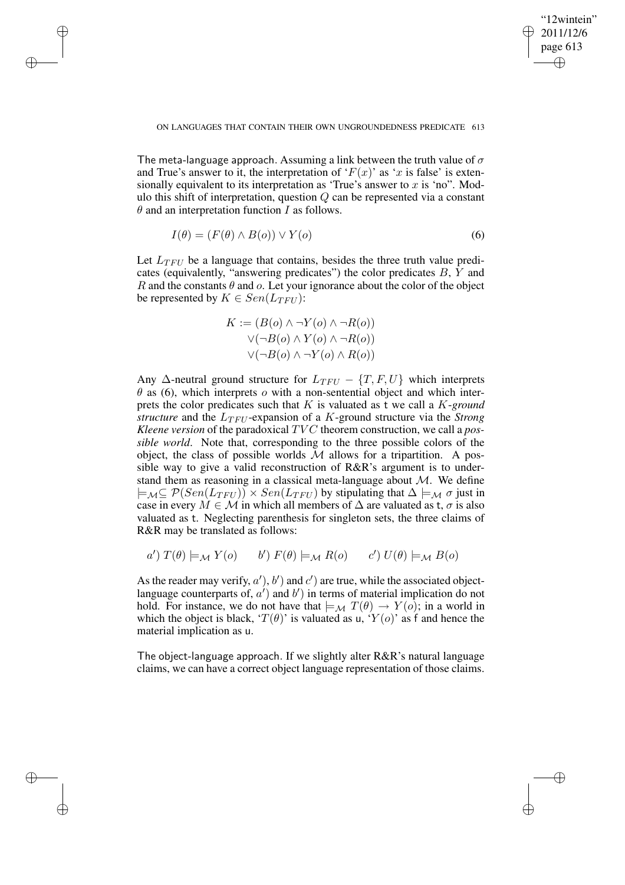The meta-language approach. Assuming a link between the truth value of $\sigma$ and True's answer to it, the interpretation of '$F(x)$' as '$x$ is false' is extensionally equivalent to its interpretation as 'True's answer to $x$ is 'no''. Modulo this shift of interpretation, question $Q$ can be represented via a constant $\theta$ and an interpretation function $I$ as follows.

$$I(\theta) = (F(\theta) \wedge B(o)) \vee Y(o) \tag{6}$$

Let $L_{TFU}$ be a language that contains, besides the three truth value predicates (equivalently, "answering predicates") the color predicates $B$, $Y$ and $R$ and the constants $\theta$ and $o$. Let your ignorance about the color of the object be represented by $K \in Sen(L_{TFU})$:

$$\begin{aligned} K := &(B(o) \wedge \neg Y(o) \wedge \neg R(o)) \\ &\vee(\neg B(o) \wedge Y(o) \wedge \neg R(o)) \\ &\vee(\neg B(o) \wedge \neg Y(o) \wedge R(o)) \end{aligned}$$

Any $\Delta$-neutral ground structure for $L_{TFU} - \{T, F, U\}$ which interprets $\theta$ as (6), which interprets $o$ with a non-sentential object and which interprets the color predicates such that $K$ is valuated as t we call a *$K$-ground structure* and the $L_{TFU}$-expansion of a $K$-ground structure via the *Strong Kleene version* of the paradoxical $TVC$ theorem construction, we call a *possible world*. Note that, corresponding to the three possible colors of the object, the class of possible worlds $\mathcal{M}$ allows for a tripartition. A possible way to give a valid reconstruction of R&R's argument is to understand them as reasoning in a classical meta-language about $\mathcal{M}$. We define $\models_{\mathcal{M}} \subseteq \mathcal{P}(Sen(L_{TFU})) \times Sen(L_{TFU})$ by stipulating that $\Delta \models_{\mathcal{M}} \sigma$ just in case in every $M \in \mathcal{M}$ in which all members of $\Delta$ are valuated as t, $\sigma$ is also valuated as t. Neglecting parenthesis for singleton sets, the three claims of R&R may be translated as follows:

$$a')\ T(\theta) \models_{\mathcal{M}} Y(o) \qquad b')\ F(\theta) \models_{\mathcal{M}} R(o) \qquad c')\ U(\theta) \models_{\mathcal{M}} B(o)$$

As the reader may verify, $a'$), $b'$) and $c'$) are true, while the associated object-language counterparts of, $a'$) and $b'$) in terms of material implication do not hold. For instance, we do not have that $\models_{\mathcal{M}} T(\theta) \rightarrow Y(o)$; in a world in which the object is black, '$T(\theta)$' is valuated as u, '$Y(o)$' as f and hence the material implication as u.

The object-language approach. If we slightly alter R&R's natural language claims, we can have a correct object language representation of those claims.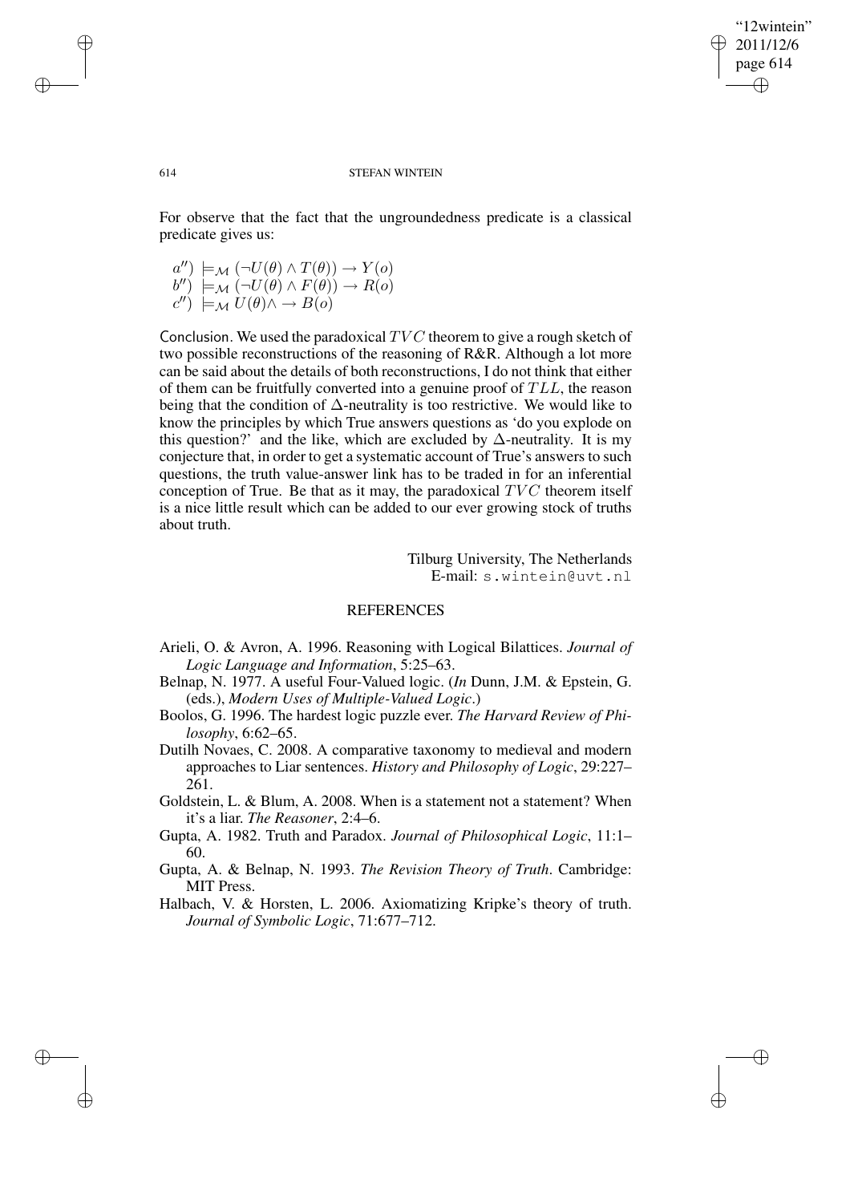For observe that the fact that the ungroundedness predicate is a classical predicate gives us:

$a'')\ \models_{\mathcal{M}} (\neg U(\theta) \wedge T(\theta)) \rightarrow Y(o)$
$b'')\ \models_{\mathcal{M}} (\neg U(\theta) \wedge F(\theta)) \rightarrow R(o)$
$c'')\ \models_{\mathcal{M}} U(\theta) \wedge \rightarrow B(o)$

Conclusion. We used the paradoxical $TVC$ theorem to give a rough sketch of two possible reconstructions of the reasoning of R&R. Although a lot more can be said about the details of both reconstructions, I do not think that either of them can be fruitfully converted into a genuine proof of $TLL$, the reason being that the condition of $\Delta$-neutrality is too restrictive. We would like to know the principles by which True answers questions as 'do you explode on this question?' and the like, which are excluded by $\Delta$-neutrality. It is my conjecture that, in order to get a systematic account of True's answers to such questions, the truth value-answer link has to be traded in for an inferential conception of True. Be that as it may, the paradoxical $TVC$ theorem itself is a nice little result which can be added to our ever growing stock of truths about truth.

Tilburg University, The Netherlands
E-mail: s.wintein@uvt.nl

## REFERENCES

Arieli, O. & Avron, A. 1996. Reasoning with Logical Bilattices. *Journal of Logic Language and Information*, 5:25–63.

Belnap, N. 1977. A useful Four-Valued logic. (*In* Dunn, J.M. & Epstein, G. (eds.), *Modern Uses of Multiple-Valued Logic*.)

Boolos, G. 1996. The hardest logic puzzle ever. *The Harvard Review of Philosophy*, 6:62–65.

Dutilh Novaes, C. 2008. A comparative taxonomy to medieval and modern approaches to Liar sentences. *History and Philosophy of Logic*, 29:227–261.

Goldstein, L. & Blum, A. 2008. When is a statement not a statement? When it's a liar. *The Reasoner*, 2:4–6.

Gupta, A. 1982. Truth and Paradox. *Journal of Philosophical Logic*, 11:1–60.

Gupta, A. & Belnap, N. 1993. *The Revision Theory of Truth*. Cambridge: MIT Press.

Halbach, V. & Horsten, L. 2006. Axiomatizing Kripke's theory of truth. *Journal of Symbolic Logic*, 71:677–712.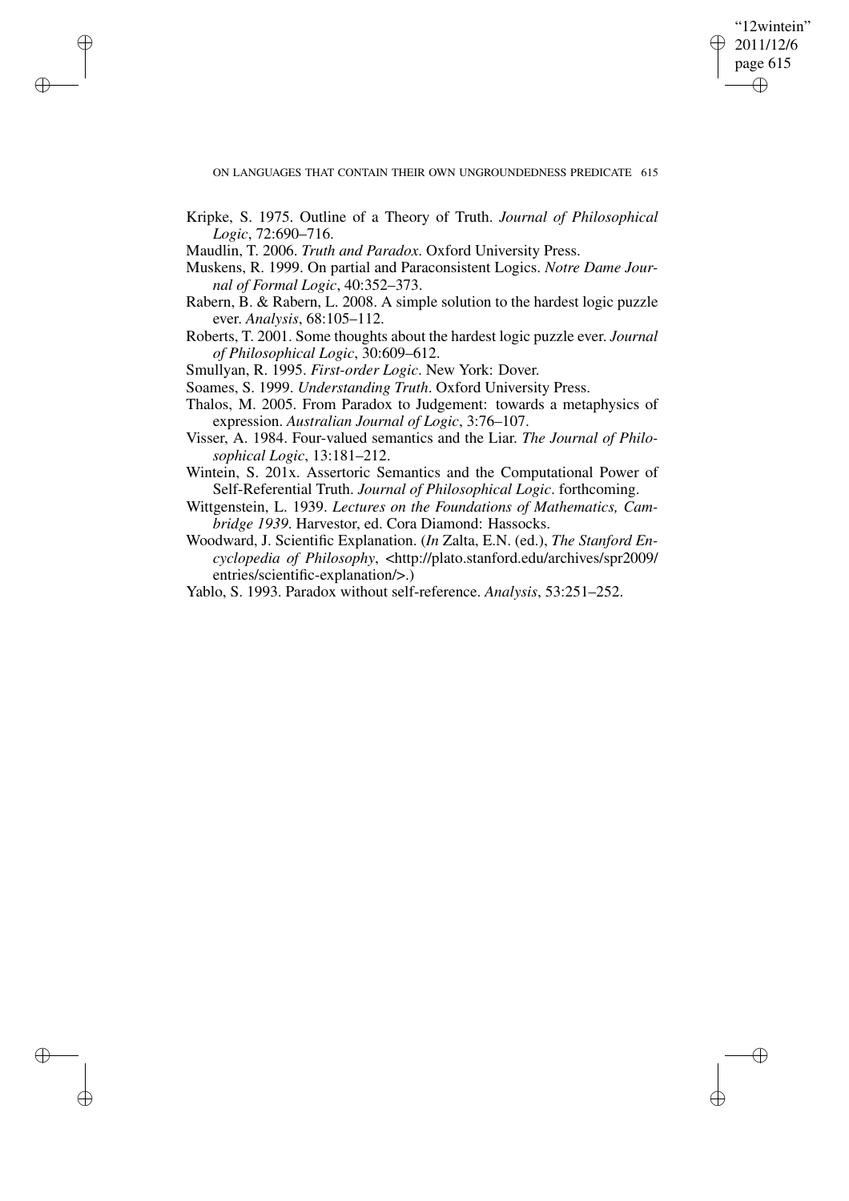Kripke, S. 1975. Outline of a Theory of Truth. *Journal of Philosophical Logic*, 72:690–716.

Maudlin, T. 2006. *Truth and Paradox*. Oxford University Press.

Muskens, R. 1999. On partial and Paraconsistent Logics. *Notre Dame Journal of Formal Logic*, 40:352–373.

Rabern, B. & Rabern, L. 2008. A simple solution to the hardest logic puzzle ever. *Analysis*, 68:105–112.

Roberts, T. 2001. Some thoughts about the hardest logic puzzle ever. *Journal of Philosophical Logic*, 30:609–612.

Smullyan, R. 1995. *First-order Logic*. New York: Dover.

Soames, S. 1999. *Understanding Truth*. Oxford University Press.

Thalos, M. 2005. From Paradox to Judgement: towards a metaphysics of expression. *Australian Journal of Logic*, 3:76–107.

Visser, A. 1984. Four-valued semantics and the Liar. *The Journal of Philosophical Logic*, 13:181–212.

Wintein, S. 201x. Assertoric Semantics and the Computational Power of Self-Referential Truth. *Journal of Philosophical Logic*. forthcoming.

Wittgenstein, L. 1939. *Lectures on the Foundations of Mathematics, Cambridge 1939*. Harvestor, ed. Cora Diamond: Hassocks.

Woodward, J. Scientific Explanation. (*In* Zalta, E.N. (ed.), *The Stanford Encyclopedia of Philosophy*, <http://plato.stanford.edu/archives/spr2009/entries/scientific-explanation/>.)

Yablo, S. 1993. Paradox without self-reference. *Analysis*, 53:251–252.